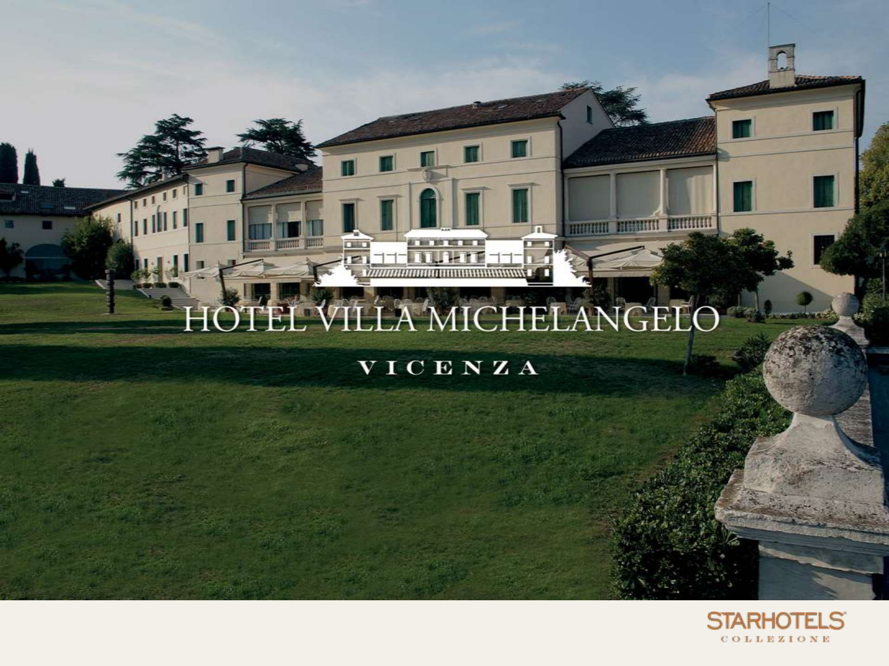# HOTEL VILLA MICHELANGELO

VICENZA

STARHOTELS
COLLEZIONE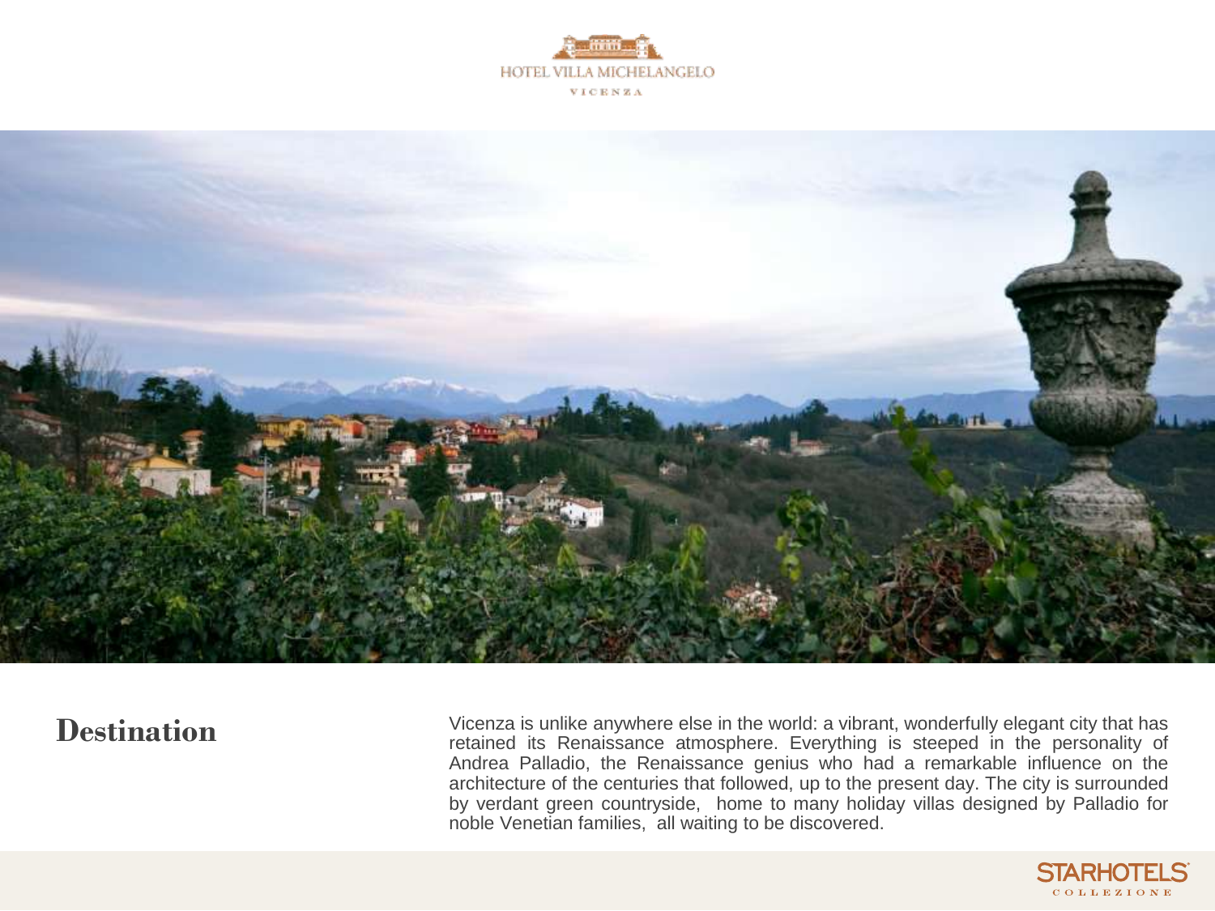## Destination

Vicenza is unlike anywhere else in the world: a vibrant, wonderfully elegant city that has retained its Renaissance atmosphere. Everything is steeped in the personality of Andrea Palladio, the Renaissance genius who had a remarkable influence on the architecture of the centuries that followed, up to the present day. The city is surrounded by verdant green countryside, home to many holiday villas designed by Palladio for noble Venetian families, all waiting to be discovered.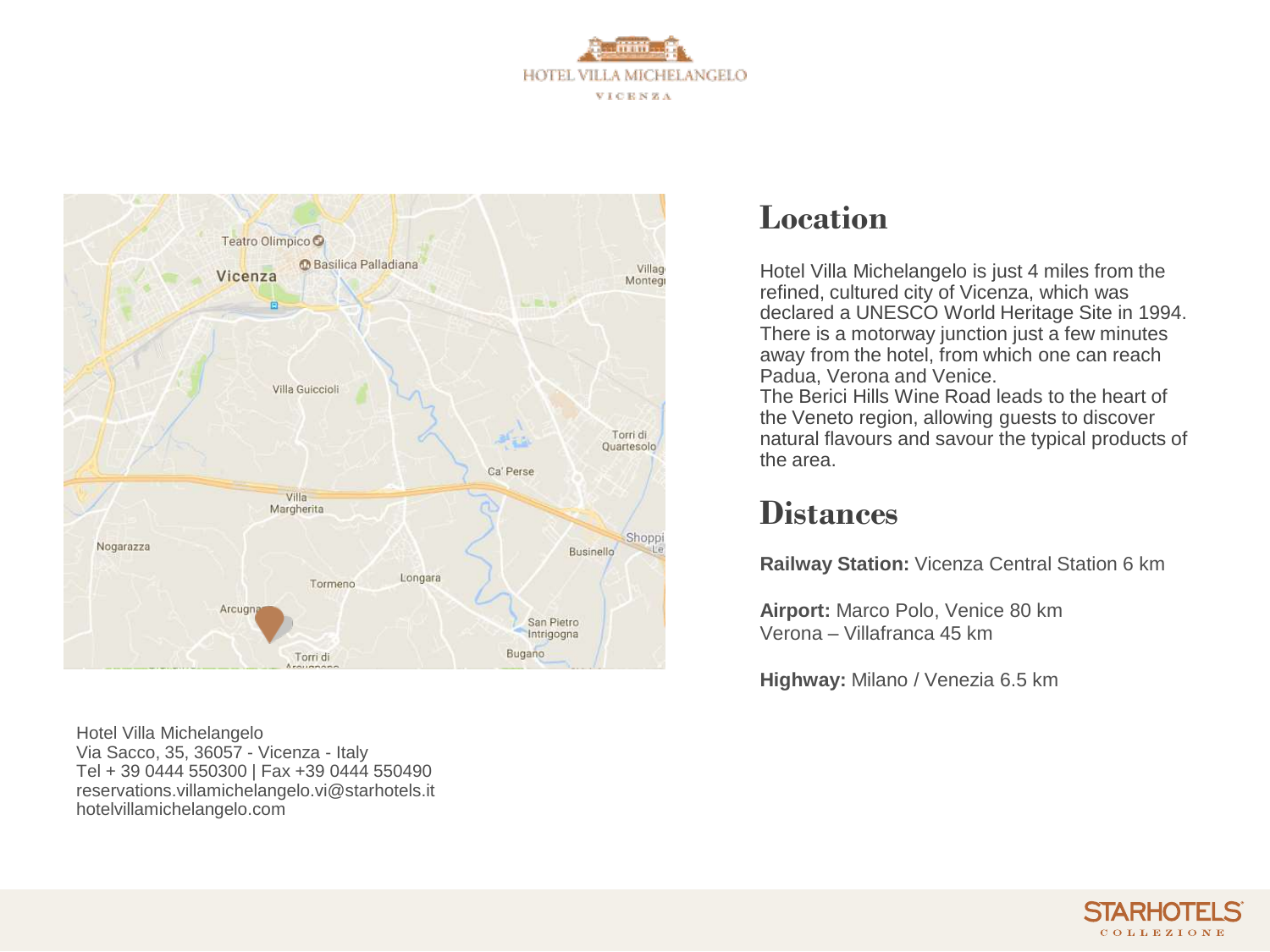## Location

Hotel Villa Michelangelo is just 4 miles from the refined, cultured city of Vicenza, which was declared a UNESCO World Heritage Site in 1994. There is a motorway junction just a few minutes away from the hotel, from which one can reach Padua, Verona and Venice.
The Berici Hills Wine Road leads to the heart of the Veneto region, allowing guests to discover natural flavours and savour the typical products of the area.

## Distances

**Railway Station:** Vicenza Central Station 6 km

**Airport:** Marco Polo, Venice 80 km
Verona – Villafranca 45 km

**Highway:** Milano / Venezia 6.5 km

Hotel Villa Michelangelo
Via Sacco, 35, 36057 - Vicenza - Italy
Tel + 39 0444 550300 | Fax +39 0444 550490
reservations.villamichelangelo.vi@starhotels.it
hotelvillamichelangelo.com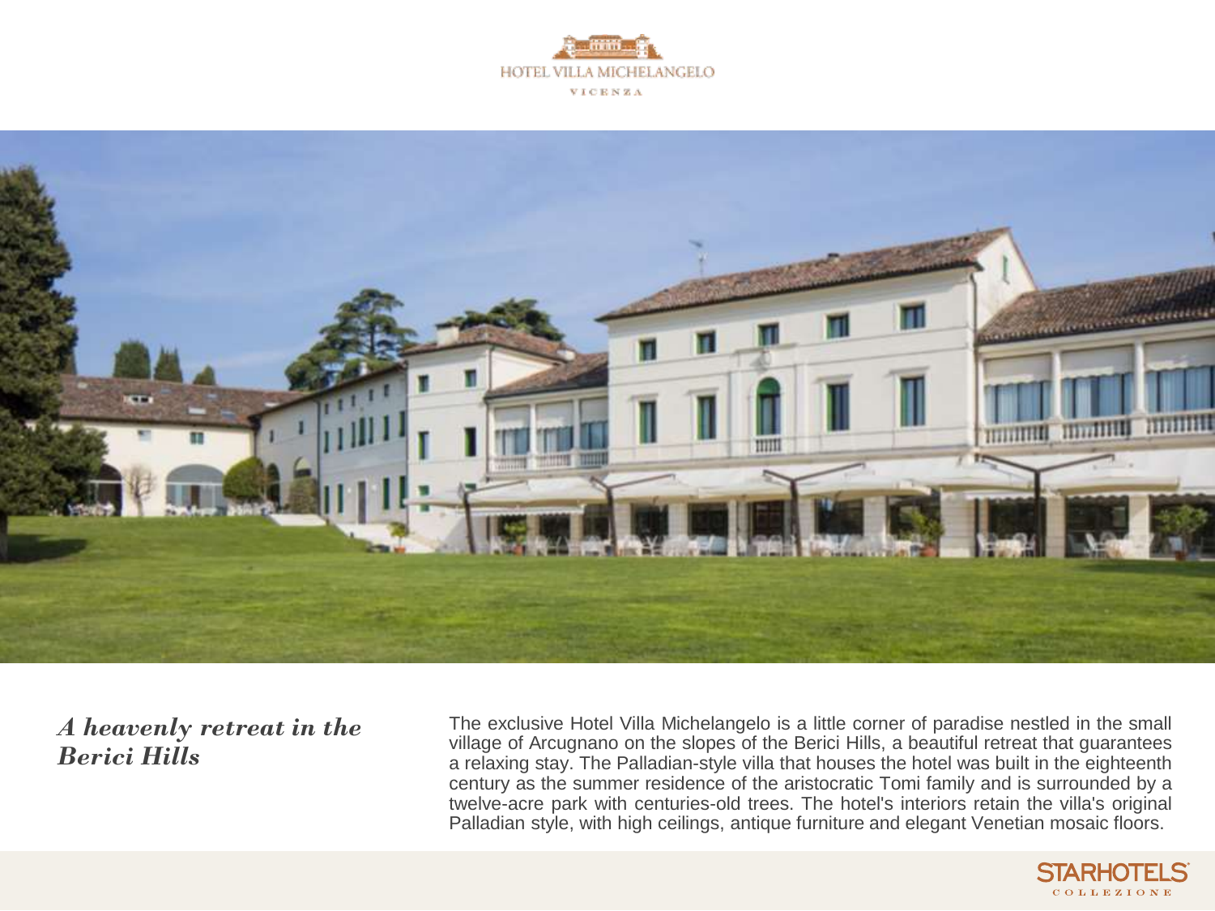HOTEL VILLA MICHELANGELO

VICENZA

## *A heavenly retreat in the Berici Hills*

The exclusive Hotel Villa Michelangelo is a little corner of paradise nestled in the small village of Arcugnano on the slopes of the Berici Hills, a beautiful retreat that guarantees a relaxing stay. The Palladian-style villa that houses the hotel was built in the eighteenth century as the summer residence of the aristocratic Tomi family and is surrounded by a twelve-acre park with centuries-old trees. The hotel's interiors retain the villa's original Palladian style, with high ceilings, antique furniture and elegant Venetian mosaic floors.

STARHOTELS COLLEZIONE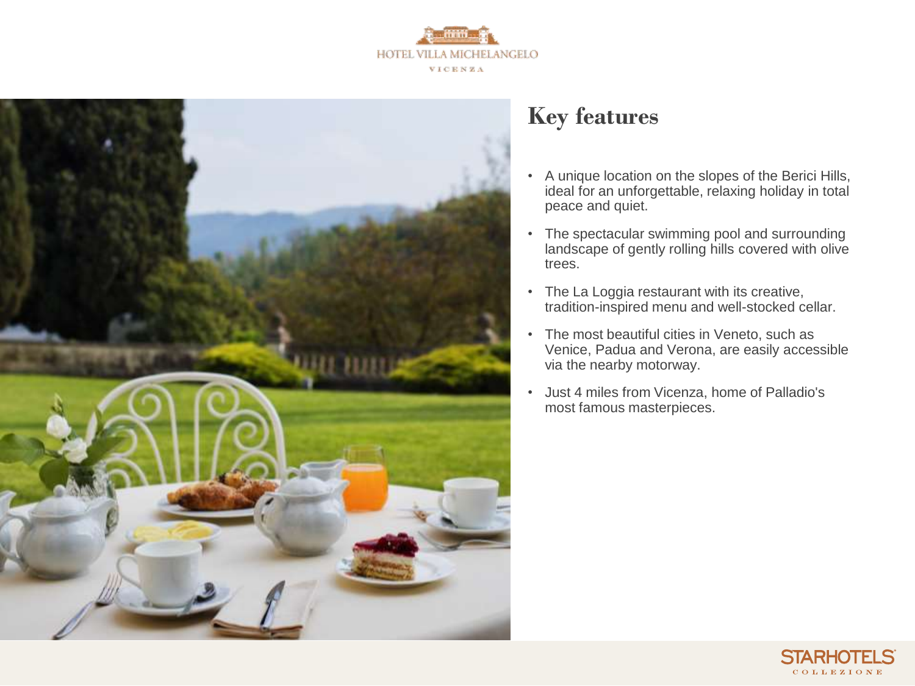## Key features

- A unique location on the slopes of the Berici Hills, ideal for an unforgettable, relaxing holiday in total peace and quiet.
- The spectacular swimming pool and surrounding landscape of gently rolling hills covered with olive trees.
- The La Loggia restaurant with its creative, tradition-inspired menu and well-stocked cellar.
- The most beautiful cities in Veneto, such as Venice, Padua and Verona, are easily accessible via the nearby motorway.
- Just 4 miles from Vicenza, home of Palladio's most famous masterpieces.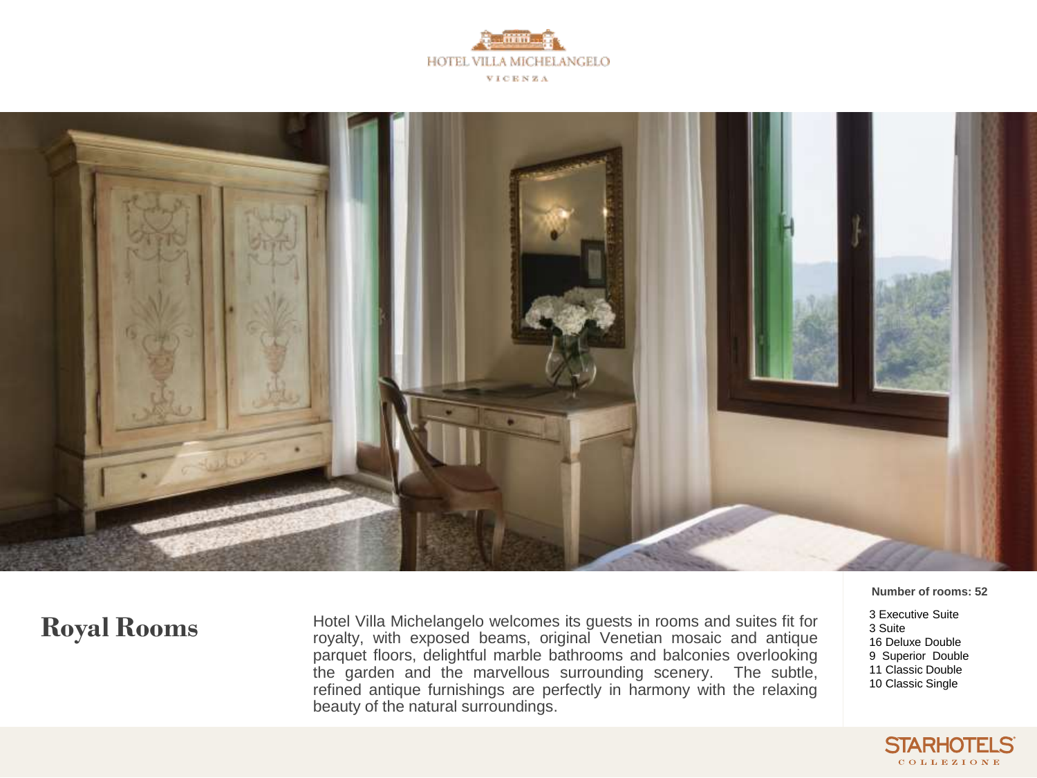HOTEL VILLA MICHELANGELO

VICENZA

## Royal Rooms

Hotel Villa Michelangelo welcomes its guests in rooms and suites fit for royalty, with exposed beams, original Venetian mosaic and antique parquet floors, delightful marble bathrooms and balconies overlooking the garden and the marvellous surrounding scenery. The subtle, refined antique furnishings are perfectly in harmony with the relaxing beauty of the natural surroundings.

**Number of rooms: 52**

3 Executive Suite
3 Suite
16 Deluxe Double
9 Superior Double
11 Classic Double
10 Classic Single

STARHOTELS COLLEZIONE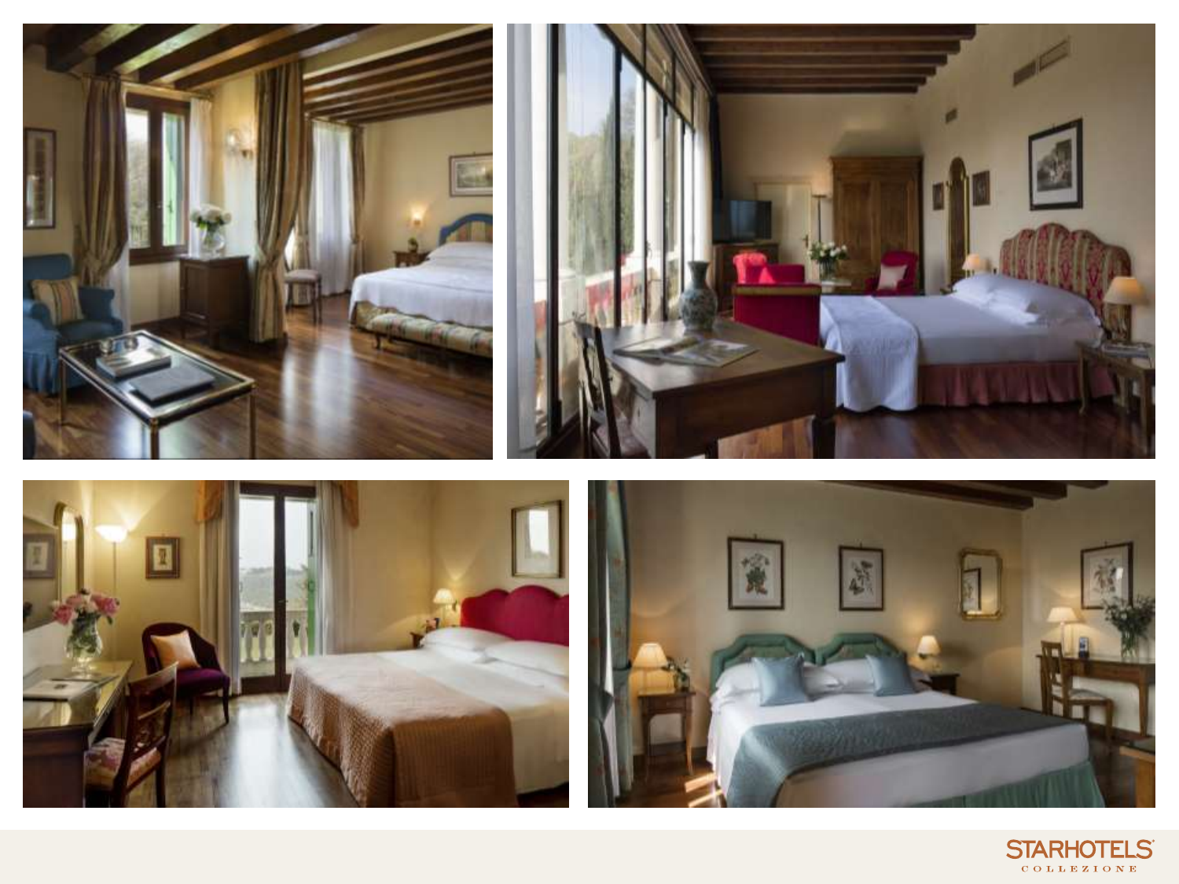STARHOTELS COLLEZIONE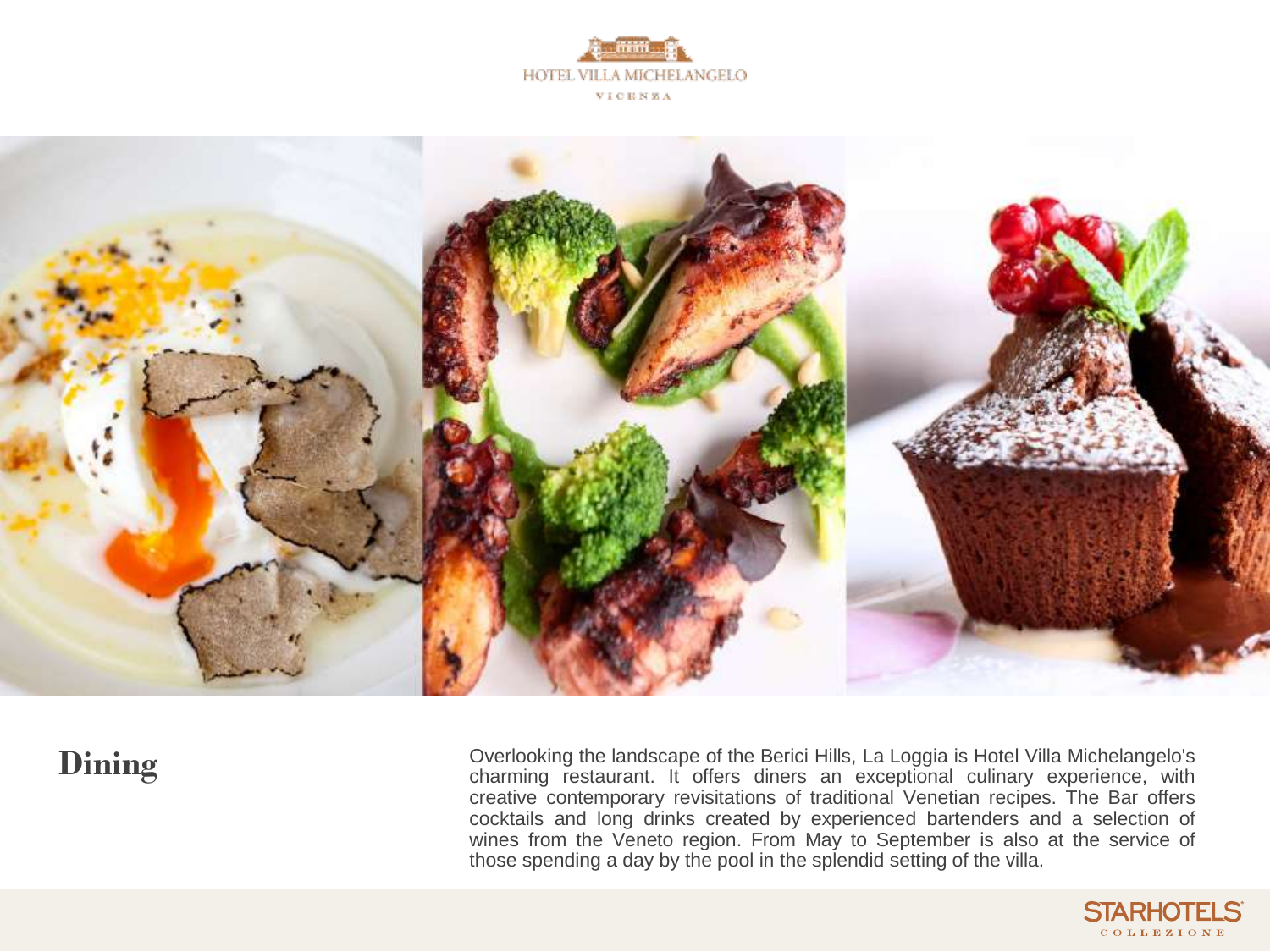## Dining

Overlooking the landscape of the Berici Hills, La Loggia is Hotel Villa Michelangelo's charming restaurant. It offers diners an exceptional culinary experience, with creative contemporary revisitations of traditional Venetian recipes. The Bar offers cocktails and long drinks created by experienced bartenders and a selection of wines from the Veneto region. From May to September is also at the service of those spending a day by the pool in the splendid setting of the villa.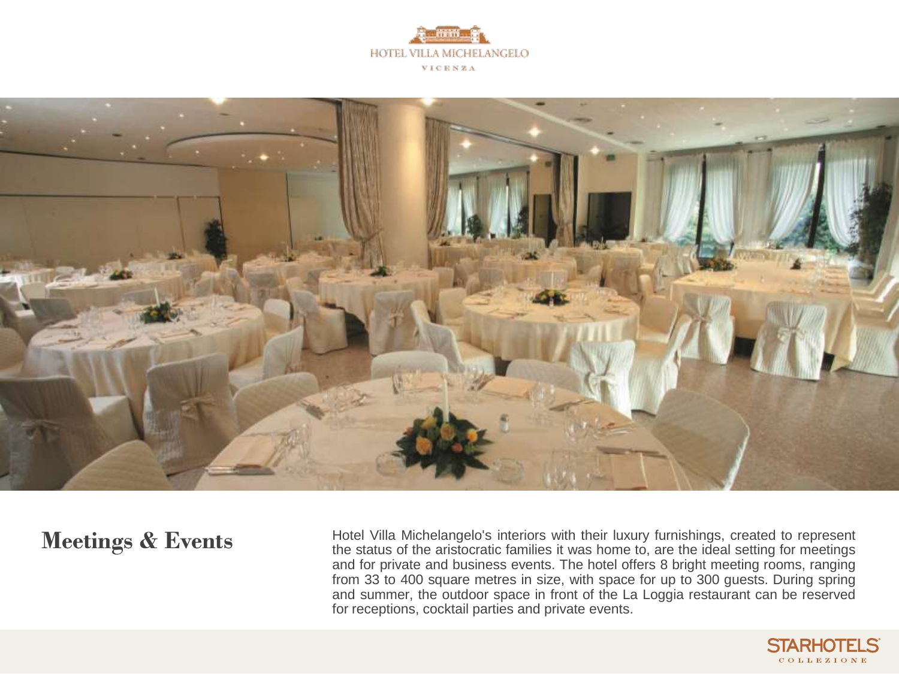HOTEL VILLA MICHELANGELO

VICENZA

## Meetings & Events

Hotel Villa Michelangelo's interiors with their luxury furnishings, created to represent the status of the aristocratic families it was home to, are the ideal setting for meetings and for private and business events. The hotel offers 8 bright meeting rooms, ranging from 33 to 400 square metres in size, with space for up to 300 guests. During spring and summer, the outdoor space in front of the La Loggia restaurant can be reserved for receptions, cocktail parties and private events.

STARHOTELS COLLEZIONE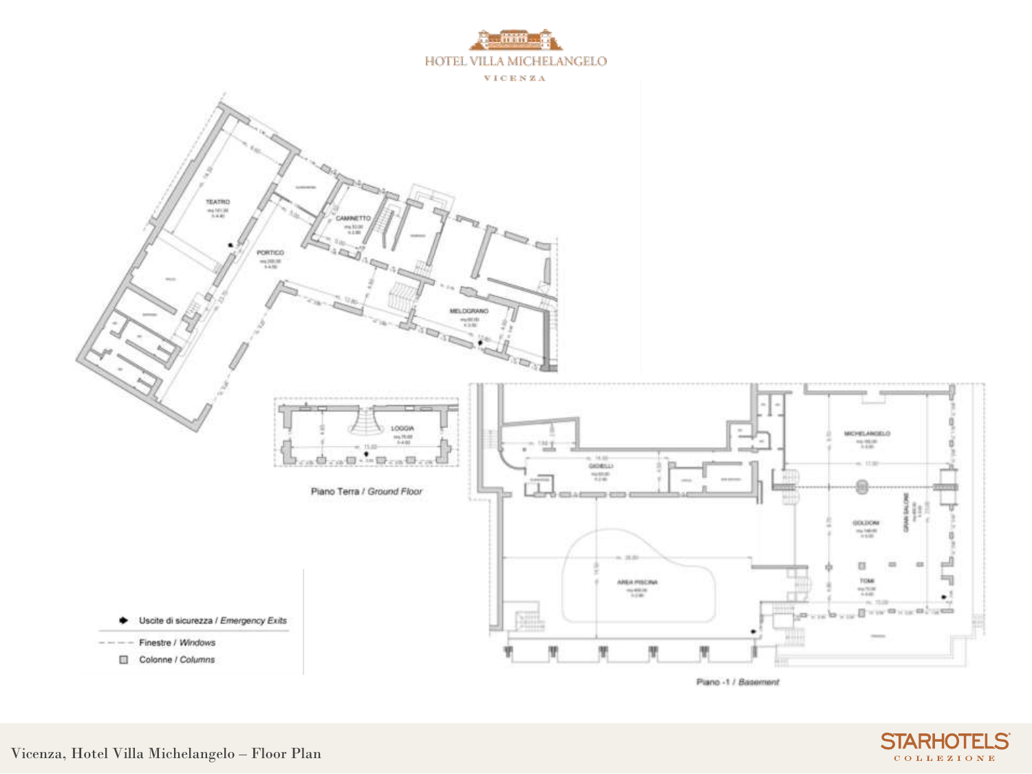HOTEL VILLA MICHELANGELO

VICENZA

TEATRO

CAMINETTO

PORTICO

MELOGRANO

LOGGIA

Piano Terra / *Ground Floor*

MICHELANGELO

GIOIELLI

GRAN SALONE

GOLDONI

AREA PISCINA

TOMI

Piano -1 / *Basement*

- Uscite di sicurezza / *Emergency Exits*
- Finestre / *Windows*
- Colonne / *Columns*

Vicenza, Hotel Villa Michelangelo – Floor Plan

STARHOTELS COLLEZIONE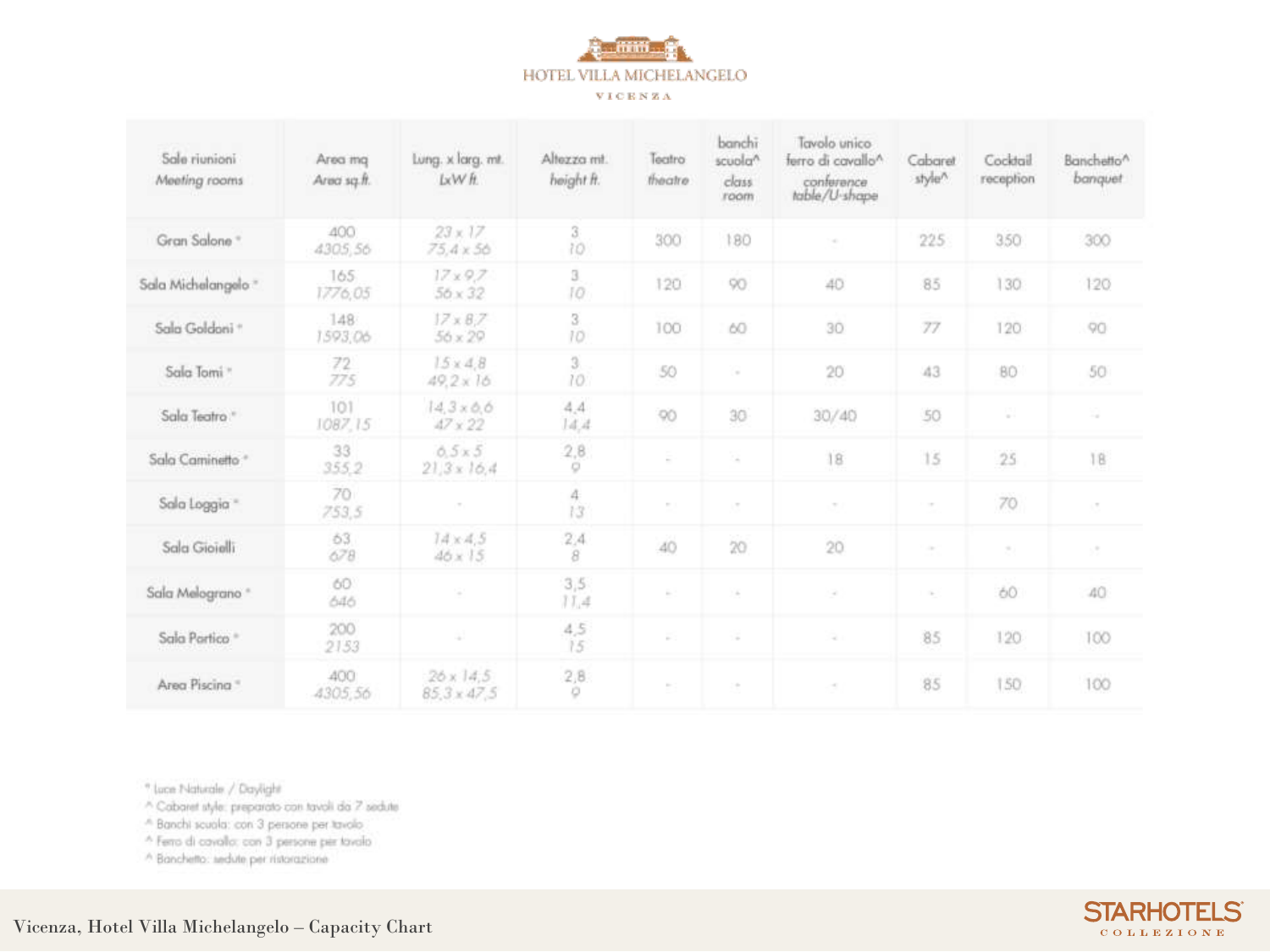HOTEL VILLA MICHELANGELO
VICENZA

| Sale riunioni *Meeting rooms* | Area mq *Area sq.ft.* | Lung. x larg. mt. *LxW ft.* | Altezza mt. *height ft.* | Teatro *theatre* | banchi scuola^ *class room* | Tavolo unico ferro di cavallo^ *conference table/U-shape* | Cabaret style^ | Cocktail reception | Banchetto^ *banquet* |
|---|---|---|---|---|---|---|---|---|---|
| Gran Salone * | 400 *4305,56* | *23 x 17* *75,4 x 56* | 3 *10* | 300 | 180 | - | 225 | 350 | 300 |
| Sala Michelangelo * | 165 *1776,05* | *17 x 9,7* *56 x 32* | 3 *10* | 120 | 90 | 40 | 85 | 130 | 120 |
| Sala Goldoni * | 148 *1593,06* | *17 x 8,7* *56 x 29* | 3 *10* | 100 | 60 | 30 | 77 | 120 | 90 |
| Sala Tomi * | 72 *775* | *15 x 4,8* *49,2 x 16* | 3 *10* | 50 | - | 20 | 43 | 80 | 50 |
| Sala Teatro * | 101 *1087,15* | *14,3 x 6,6* *47 x 22* | 4,4 *14,4* | 90 | 30 | 30/40 | 50 | - | - |
| Sala Caminetto * | 33 *355,2* | *6,5 x 5* *21,3 x 16,4* | 2,8 *9* | - | - | 18 | 15 | 25 | 18 |
| Sala Loggia * | 70 *753,5* | - | 4 *13* | - | - | - | - | 70 | - |
| Sala Gioielli | 63 *678* | *14 x 4,5* *46 x 15* | 2,4 *8* | 40 | 20 | 20 | - | - | - |
| Sala Melograno * | 60 *646* | - | 3,5 *11,4* | - | - | - | - | 60 | 40 |
| Sala Portico * | 200 *2153* | - | 4,5 *15* | - | - | - | 85 | 120 | 100 |
| Area Piscina * | 400 *4305,56* | *26 x 14,5* *85,3 x 47,5* | 2,8 *9* | - | - | - | 85 | 150 | 100 |

\* Luce Naturale / Daylight
^ Cabaret style: preparato con tavoli da 7 sedute
^ Banchi scuola: con 3 persone per tavolo
^ Ferro di cavallo: con 3 persone per tavolo
^ Banchetto: sedute per ristorazione

Vicenza, Hotel Villa Michelangelo – Capacity Chart

STARHOTELS COLLEZIONE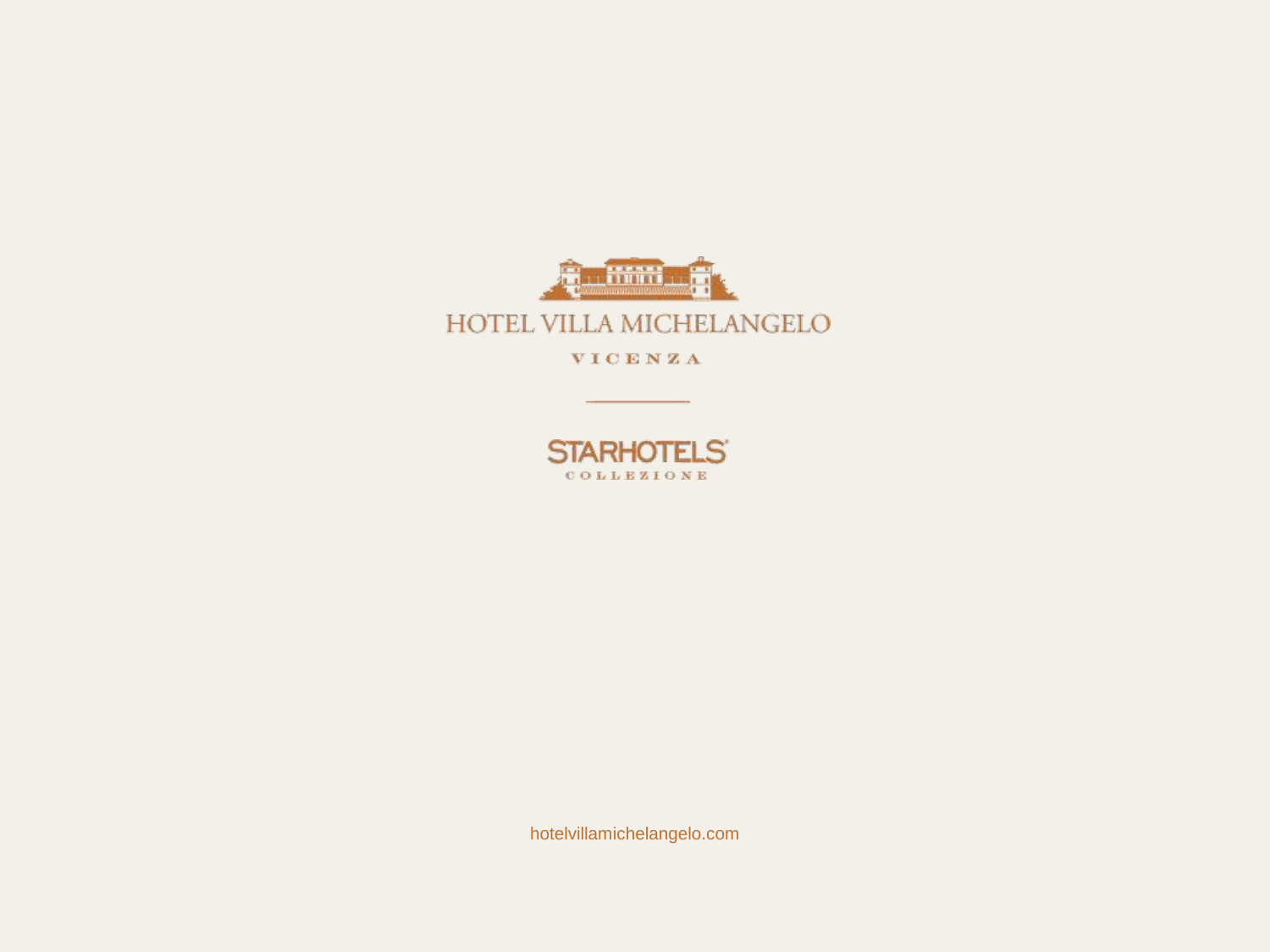HOTEL VILLA MICHELANGELO

VICENZA

STARHOTELS

COLLEZIONE

hotelvillamichelangelo.com